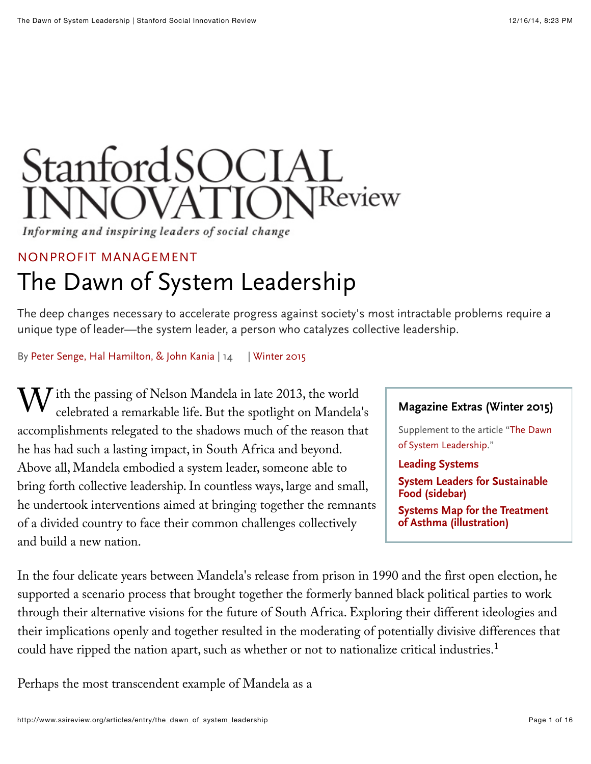Stanford SOCIAL INNOVATION Review

*Informing and inspiring leaders of social change*

NONPROFIT MANAGEMENT

# The Dawn of System Leadership

The deep changes necessary to accelerate progress against society's most intractable problems require a unique type of leader—the system leader, a person who catalyzes collective leadership.

By Peter Senge, Hal Hamilton, & John Kania | 14 | Winter 2015

> **Magazine Extras (Winter 2015)**
>
> Supplement to the article "The Dawn of System Leadership."
>
> **Leading Systems**
>
> **System Leaders for Sustainable Food (sidebar)**
>
> **Systems Map for the Treatment of Asthma (illustration)**

With the passing of Nelson Mandela in late 2013, the world celebrated a remarkable life. But the spotlight on Mandela's accomplishments relegated to the shadows much of the reason that he has had such a lasting impact, in South Africa and beyond. Above all, Mandela embodied a system leader, someone able to bring forth collective leadership. In countless ways, large and small, he undertook interventions aimed at bringing together the remnants of a divided country to face their common challenges collectively and build a new nation.

In the four delicate years between Mandela's release from prison in 1990 and the first open election, he supported a scenario process that brought together the formerly banned black political parties to work through their alternative visions for the future of South Africa. Exploring their different ideologies and their implications openly and together resulted in the moderating of potentially divisive differences that could have ripped the nation apart, such as whether or not to nationalize critical industries.[1]

Perhaps the most transcendent example of Mandela as a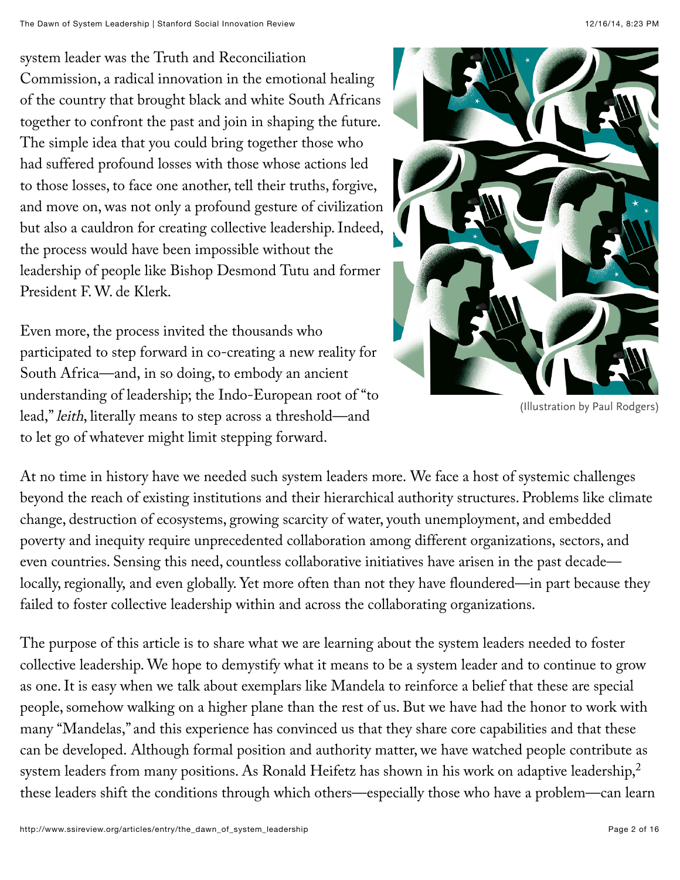system leader was the Truth and Reconciliation Commission, a radical innovation in the emotional healing of the country that brought black and white South Africans together to confront the past and join in shaping the future. The simple idea that you could bring together those who had suffered profound losses with those whose actions led to those losses, to face one another, tell their truths, forgive, and move on, was not only a profound gesture of civilization but also a cauldron for creating collective leadership. Indeed, the process would have been impossible without the leadership of people like Bishop Desmond Tutu and former President F. W. de Klerk.

Even more, the process invited the thousands who participated to step forward in co-creating a new reality for South Africa—and, in so doing, to embody an ancient understanding of leadership; the Indo-European root of "to lead," *leith*, literally means to step across a threshold—and to let go of whatever might limit stepping forward.

(Illustration by Paul Rodgers)

At no time in history have we needed such system leaders more. We face a host of systemic challenges beyond the reach of existing institutions and their hierarchical authority structures. Problems like climate change, destruction of ecosystems, growing scarcity of water, youth unemployment, and embedded poverty and inequity require unprecedented collaboration among different organizations, sectors, and even countries. Sensing this need, countless collaborative initiatives have arisen in the past decade—locally, regionally, and even globally. Yet more often than not they have floundered—in part because they failed to foster collective leadership within and across the collaborating organizations.

The purpose of this article is to share what we are learning about the system leaders needed to foster collective leadership. We hope to demystify what it means to be a system leader and to continue to grow as one. It is easy when we talk about exemplars like Mandela to reinforce a belief that these are special people, somehow walking on a higher plane than the rest of us. But we have had the honor to work with many "Mandelas," and this experience has convinced us that they share core capabilities and that these can be developed. Although formal position and authority matter, we have watched people contribute as system leaders from many positions. As Ronald Heifetz has shown in his work on adaptive leadership,[2] these leaders shift the conditions through which others—especially those who have a problem—can learn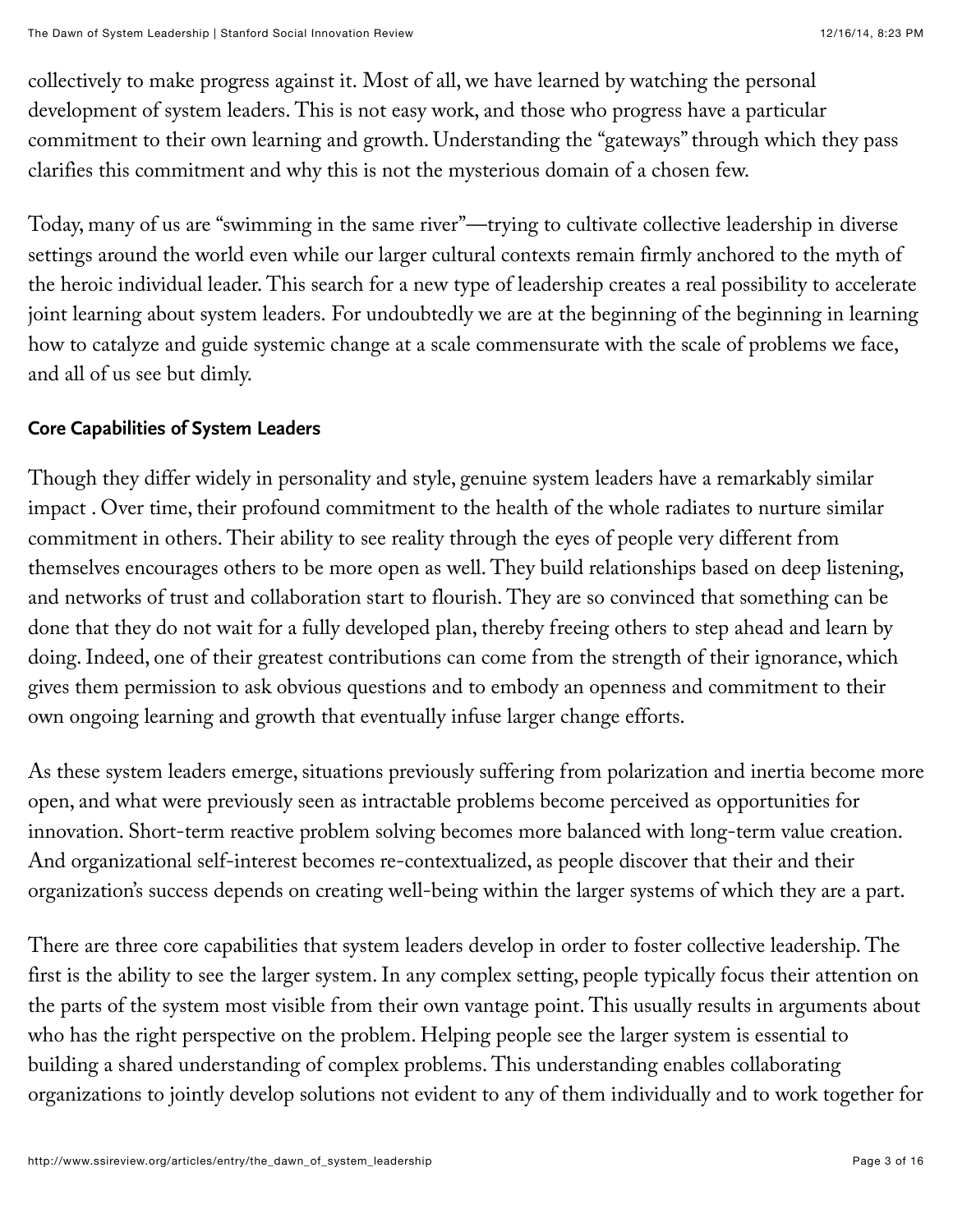collectively to make progress against it. Most of all, we have learned by watching the personal development of system leaders. This is not easy work, and those who progress have a particular commitment to their own learning and growth. Understanding the "gateways" through which they pass clarifies this commitment and why this is not the mysterious domain of a chosen few.

Today, many of us are "swimming in the same river"—trying to cultivate collective leadership in diverse settings around the world even while our larger cultural contexts remain firmly anchored to the myth of the heroic individual leader. This search for a new type of leadership creates a real possibility to accelerate joint learning about system leaders. For undoubtedly we are at the beginning of the beginning in learning how to catalyze and guide systemic change at a scale commensurate with the scale of problems we face, and all of us see but dimly.

### Core Capabilities of System Leaders

Though they differ widely in personality and style, genuine system leaders have a remarkably similar impact . Over time, their profound commitment to the health of the whole radiates to nurture similar commitment in others. Their ability to see reality through the eyes of people very different from themselves encourages others to be more open as well. They build relationships based on deep listening, and networks of trust and collaboration start to flourish. They are so convinced that something can be done that they do not wait for a fully developed plan, thereby freeing others to step ahead and learn by doing. Indeed, one of their greatest contributions can come from the strength of their ignorance, which gives them permission to ask obvious questions and to embody an openness and commitment to their own ongoing learning and growth that eventually infuse larger change efforts.

As these system leaders emerge, situations previously suffering from polarization and inertia become more open, and what were previously seen as intractable problems become perceived as opportunities for innovation. Short-term reactive problem solving becomes more balanced with long-term value creation. And organizational self-interest becomes re-contextualized, as people discover that their and their organization's success depends on creating well-being within the larger systems of which they are a part.

There are three core capabilities that system leaders develop in order to foster collective leadership. The first is the ability to see the larger system. In any complex setting, people typically focus their attention on the parts of the system most visible from their own vantage point. This usually results in arguments about who has the right perspective on the problem. Helping people see the larger system is essential to building a shared understanding of complex problems. This understanding enables collaborating organizations to jointly develop solutions not evident to any of them individually and to work together for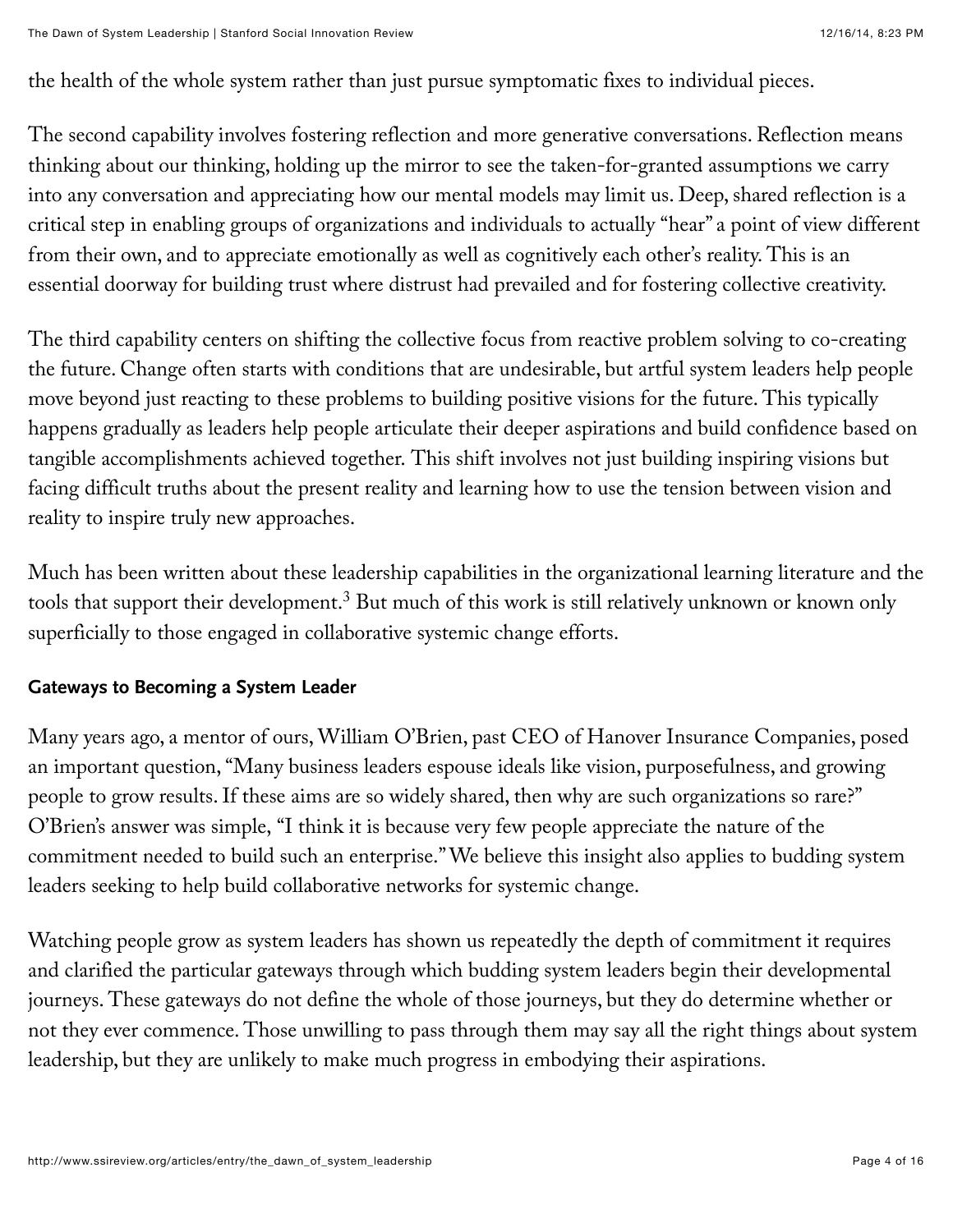the health of the whole system rather than just pursue symptomatic fixes to individual pieces.

The second capability involves fostering reflection and more generative conversations. Reflection means thinking about our thinking, holding up the mirror to see the taken-for-granted assumptions we carry into any conversation and appreciating how our mental models may limit us. Deep, shared reflection is a critical step in enabling groups of organizations and individuals to actually "hear" a point of view different from their own, and to appreciate emotionally as well as cognitively each other's reality. This is an essential doorway for building trust where distrust had prevailed and for fostering collective creativity.

The third capability centers on shifting the collective focus from reactive problem solving to co-creating the future. Change often starts with conditions that are undesirable, but artful system leaders help people move beyond just reacting to these problems to building positive visions for the future. This typically happens gradually as leaders help people articulate their deeper aspirations and build confidence based on tangible accomplishments achieved together. This shift involves not just building inspiring visions but facing difficult truths about the present reality and learning how to use the tension between vision and reality to inspire truly new approaches.

Much has been written about these leadership capabilities in the organizational learning literature and the tools that support their development.[3] But much of this work is still relatively unknown or known only superficially to those engaged in collaborative systemic change efforts.

### Gateways to Becoming a System Leader

Many years ago, a mentor of ours, William O'Brien, past CEO of Hanover Insurance Companies, posed an important question, "Many business leaders espouse ideals like vision, purposefulness, and growing people to grow results. If these aims are so widely shared, then why are such organizations so rare?" O'Brien's answer was simple, "I think it is because very few people appreciate the nature of the commitment needed to build such an enterprise." We believe this insight also applies to budding system leaders seeking to help build collaborative networks for systemic change.

Watching people grow as system leaders has shown us repeatedly the depth of commitment it requires and clarified the particular gateways through which budding system leaders begin their developmental journeys. These gateways do not define the whole of those journeys, but they do determine whether or not they ever commence. Those unwilling to pass through them may say all the right things about system leadership, but they are unlikely to make much progress in embodying their aspirations.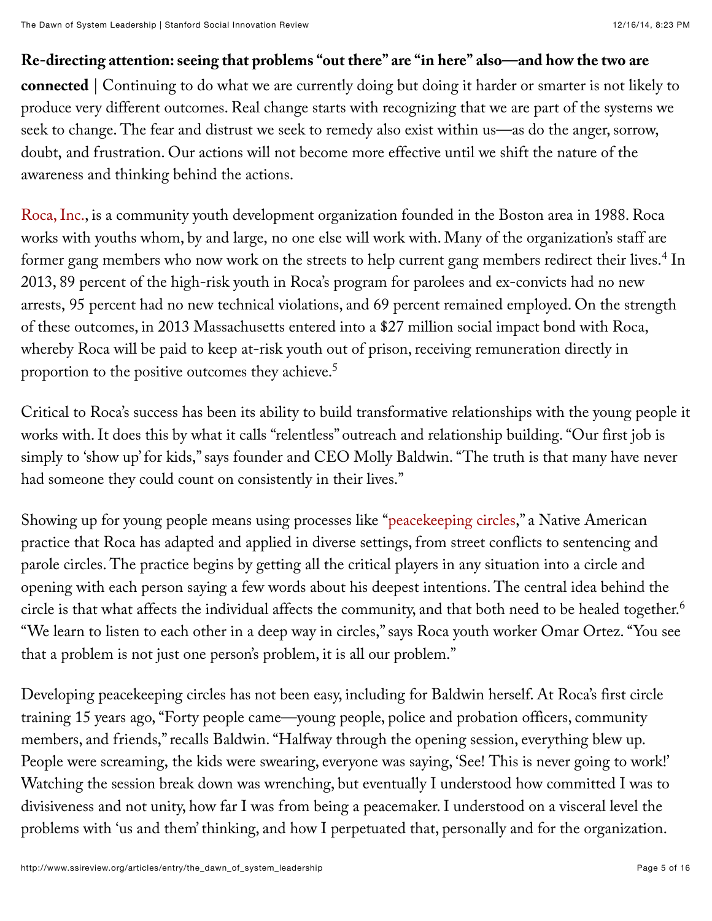**Re-directing attention: seeing that problems "out there" are "in here" also—and how the two are connected** | Continuing to do what we are currently doing but doing it harder or smarter is not likely to produce very different outcomes. Real change starts with recognizing that we are part of the systems we seek to change. The fear and distrust we seek to remedy also exist within us—as do the anger, sorrow, doubt, and frustration. Our actions will not become more effective until we shift the nature of the awareness and thinking behind the actions.

Roca, Inc., is a community youth development organization founded in the Boston area in 1988. Roca works with youths whom, by and large, no one else will work with. Many of the organization's staff are former gang members who now work on the streets to help current gang members redirect their lives.[4] In 2013, 89 percent of the high-risk youth in Roca's program for parolees and ex-convicts had no new arrests, 95 percent had no new technical violations, and 69 percent remained employed. On the strength of these outcomes, in 2013 Massachusetts entered into a $27 million social impact bond with Roca, whereby Roca will be paid to keep at-risk youth out of prison, receiving remuneration directly in proportion to the positive outcomes they achieve.[5]

Critical to Roca's success has been its ability to build transformative relationships with the young people it works with. It does this by what it calls "relentless" outreach and relationship building. "Our first job is simply to 'show up' for kids," says founder and CEO Molly Baldwin. "The truth is that many have never had someone they could count on consistently in their lives."

Showing up for young people means using processes like "peacekeeping circles," a Native American practice that Roca has adapted and applied in diverse settings, from street conflicts to sentencing and parole circles. The practice begins by getting all the critical players in any situation into a circle and opening with each person saying a few words about his deepest intentions. The central idea behind the circle is that what affects the individual affects the community, and that both need to be healed together.[6] "We learn to listen to each other in a deep way in circles," says Roca youth worker Omar Ortez. "You see that a problem is not just one person's problem, it is all our problem."

Developing peacekeeping circles has not been easy, including for Baldwin herself. At Roca's first circle training 15 years ago, "Forty people came—young people, police and probation officers, community members, and friends," recalls Baldwin. "Halfway through the opening session, everything blew up. People were screaming, the kids were swearing, everyone was saying, 'See! This is never going to work!' Watching the session break down was wrenching, but eventually I understood how committed I was to divisiveness and not unity, how far I was from being a peacemaker. I understood on a visceral level the problems with 'us and them' thinking, and how I perpetuated that, personally and for the organization.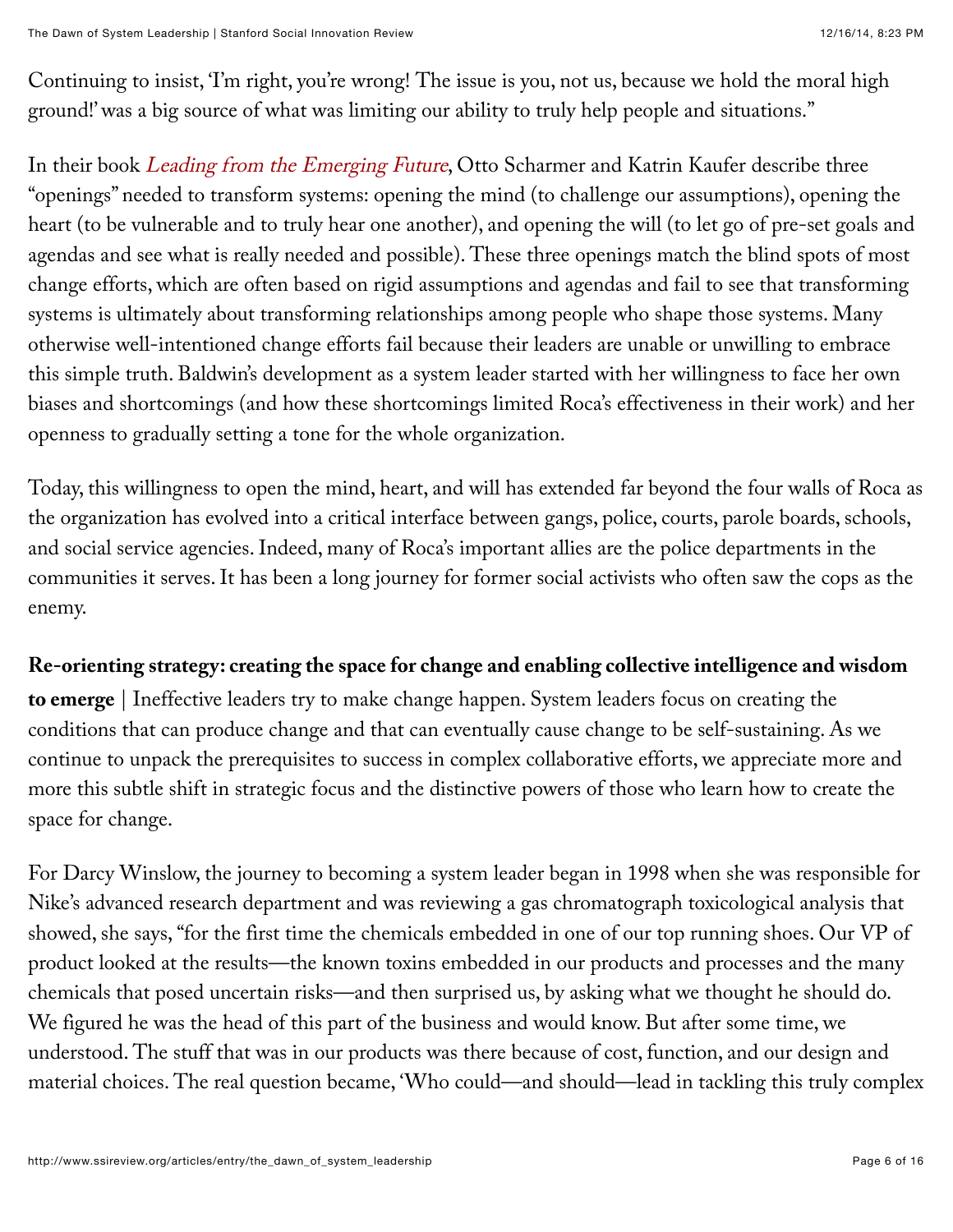Continuing to insist, 'I'm right, you're wrong! The issue is you, not us, because we hold the moral high ground!' was a big source of what was limiting our ability to truly help people and situations."

In their book *Leading from the Emerging Future*, Otto Scharmer and Katrin Kaufer describe three "openings" needed to transform systems: opening the mind (to challenge our assumptions), opening the heart (to be vulnerable and to truly hear one another), and opening the will (to let go of pre-set goals and agendas and see what is really needed and possible). These three openings match the blind spots of most change efforts, which are often based on rigid assumptions and agendas and fail to see that transforming systems is ultimately about transforming relationships among people who shape those systems. Many otherwise well-intentioned change efforts fail because their leaders are unable or unwilling to embrace this simple truth. Baldwin's development as a system leader started with her willingness to face her own biases and shortcomings (and how these shortcomings limited Roca's effectiveness in their work) and her openness to gradually setting a tone for the whole organization.

Today, this willingness to open the mind, heart, and will has extended far beyond the four walls of Roca as the organization has evolved into a critical interface between gangs, police, courts, parole boards, schools, and social service agencies. Indeed, many of Roca's important allies are the police departments in the communities it serves. It has been a long journey for former social activists who often saw the cops as the enemy.

**Re-orienting strategy: creating the space for change and enabling collective intelligence and wisdom to emerge** | Ineffective leaders try to make change happen. System leaders focus on creating the conditions that can produce change and that can eventually cause change to be self-sustaining. As we continue to unpack the prerequisites to success in complex collaborative efforts, we appreciate more and more this subtle shift in strategic focus and the distinctive powers of those who learn how to create the space for change.

For Darcy Winslow, the journey to becoming a system leader began in 1998 when she was responsible for Nike's advanced research department and was reviewing a gas chromatograph toxicological analysis that showed, she says, "for the first time the chemicals embedded in one of our top running shoes. Our VP of product looked at the results—the known toxins embedded in our products and processes and the many chemicals that posed uncertain risks—and then surprised us, by asking what we thought he should do. We figured he was the head of this part of the business and would know. But after some time, we understood. The stuff that was in our products was there because of cost, function, and our design and material choices. The real question became, 'Who could—and should—lead in tackling this truly complex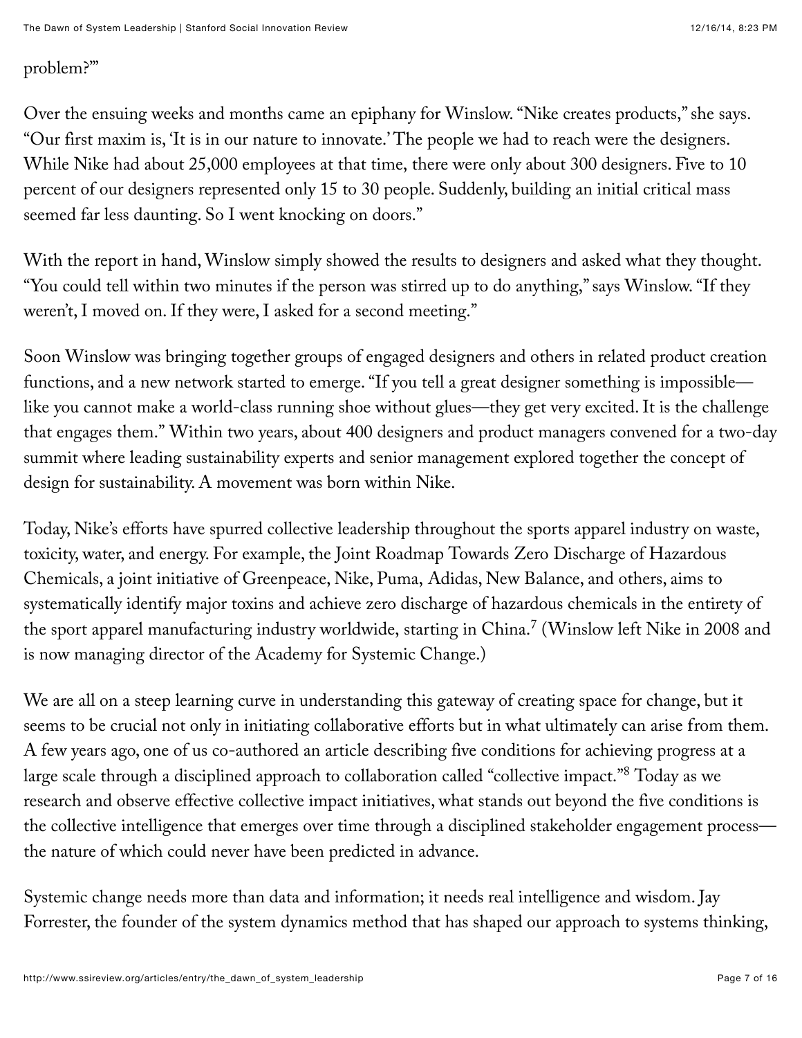problem?'"

Over the ensuing weeks and months came an epiphany for Winslow. "Nike creates products," she says. "Our first maxim is, 'It is in our nature to innovate.' The people we had to reach were the designers. While Nike had about 25,000 employees at that time, there were only about 300 designers. Five to 10 percent of our designers represented only 15 to 30 people. Suddenly, building an initial critical mass seemed far less daunting. So I went knocking on doors."

With the report in hand, Winslow simply showed the results to designers and asked what they thought. "You could tell within two minutes if the person was stirred up to do anything," says Winslow. "If they weren't, I moved on. If they were, I asked for a second meeting."

Soon Winslow was bringing together groups of engaged designers and others in related product creation functions, and a new network started to emerge. "If you tell a great designer something is impossible—like you cannot make a world-class running shoe without glues—they get very excited. It is the challenge that engages them." Within two years, about 400 designers and product managers convened for a two-day summit where leading sustainability experts and senior management explored together the concept of design for sustainability. A movement was born within Nike.

Today, Nike's efforts have spurred collective leadership throughout the sports apparel industry on waste, toxicity, water, and energy. For example, the Joint Roadmap Towards Zero Discharge of Hazardous Chemicals, a joint initiative of Greenpeace, Nike, Puma, Adidas, New Balance, and others, aims to systematically identify major toxins and achieve zero discharge of hazardous chemicals in the entirety of the sport apparel manufacturing industry worldwide, starting in China.[7] (Winslow left Nike in 2008 and is now managing director of the Academy for Systemic Change.)

We are all on a steep learning curve in understanding this gateway of creating space for change, but it seems to be crucial not only in initiating collaborative efforts but in what ultimately can arise from them. A few years ago, one of us co-authored an article describing five conditions for achieving progress at a large scale through a disciplined approach to collaboration called "collective impact."[8] Today as we research and observe effective collective impact initiatives, what stands out beyond the five conditions is the collective intelligence that emerges over time through a disciplined stakeholder engagement process—the nature of which could never have been predicted in advance.

Systemic change needs more than data and information; it needs real intelligence and wisdom. Jay Forrester, the founder of the system dynamics method that has shaped our approach to systems thinking,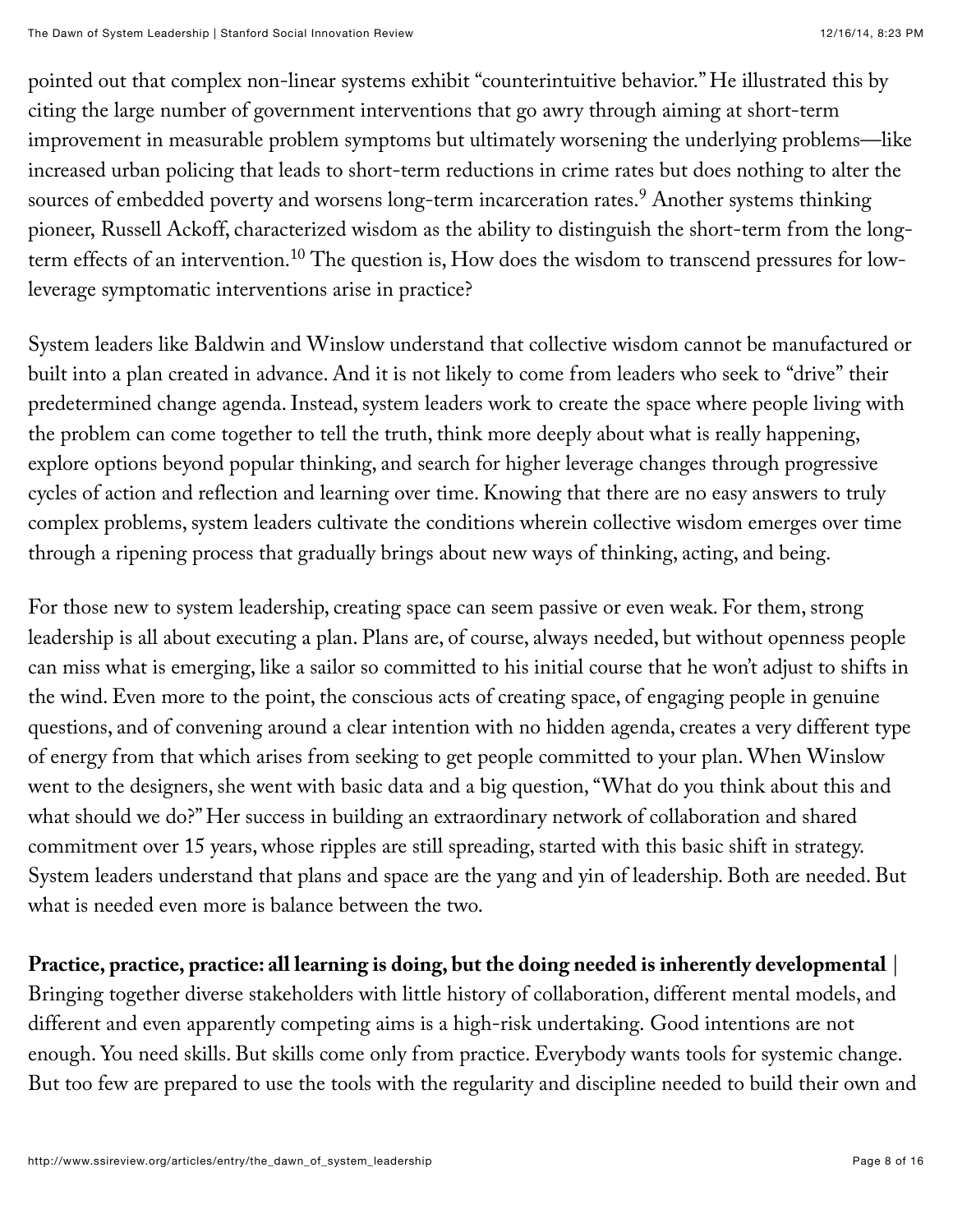pointed out that complex non-linear systems exhibit "counterintuitive behavior." He illustrated this by citing the large number of government interventions that go awry through aiming at short-term improvement in measurable problem symptoms but ultimately worsening the underlying problems—like increased urban policing that leads to short-term reductions in crime rates but does nothing to alter the sources of embedded poverty and worsens long-term incarceration rates.[9] Another systems thinking pioneer, Russell Ackoff, characterized wisdom as the ability to distinguish the short-term from the long-term effects of an intervention.[10] The question is, How does the wisdom to transcend pressures for low-leverage symptomatic interventions arise in practice?

System leaders like Baldwin and Winslow understand that collective wisdom cannot be manufactured or built into a plan created in advance. And it is not likely to come from leaders who seek to "drive" their predetermined change agenda. Instead, system leaders work to create the space where people living with the problem can come together to tell the truth, think more deeply about what is really happening, explore options beyond popular thinking, and search for higher leverage changes through progressive cycles of action and reflection and learning over time. Knowing that there are no easy answers to truly complex problems, system leaders cultivate the conditions wherein collective wisdom emerges over time through a ripening process that gradually brings about new ways of thinking, acting, and being.

For those new to system leadership, creating space can seem passive or even weak. For them, strong leadership is all about executing a plan. Plans are, of course, always needed, but without openness people can miss what is emerging, like a sailor so committed to his initial course that he won't adjust to shifts in the wind. Even more to the point, the conscious acts of creating space, of engaging people in genuine questions, and of convening around a clear intention with no hidden agenda, creates a very different type of energy from that which arises from seeking to get people committed to your plan. When Winslow went to the designers, she went with basic data and a big question, "What do you think about this and what should we do?" Her success in building an extraordinary network of collaboration and shared commitment over 15 years, whose ripples are still spreading, started with this basic shift in strategy. System leaders understand that plans and space are the yang and yin of leadership. Both are needed. But what is needed even more is balance between the two.

**Practice, practice, practice: all learning is doing, but the doing needed is inherently developmental** | Bringing together diverse stakeholders with little history of collaboration, different mental models, and different and even apparently competing aims is a high-risk undertaking. Good intentions are not enough. You need skills. But skills come only from practice. Everybody wants tools for systemic change. But too few are prepared to use the tools with the regularity and discipline needed to build their own and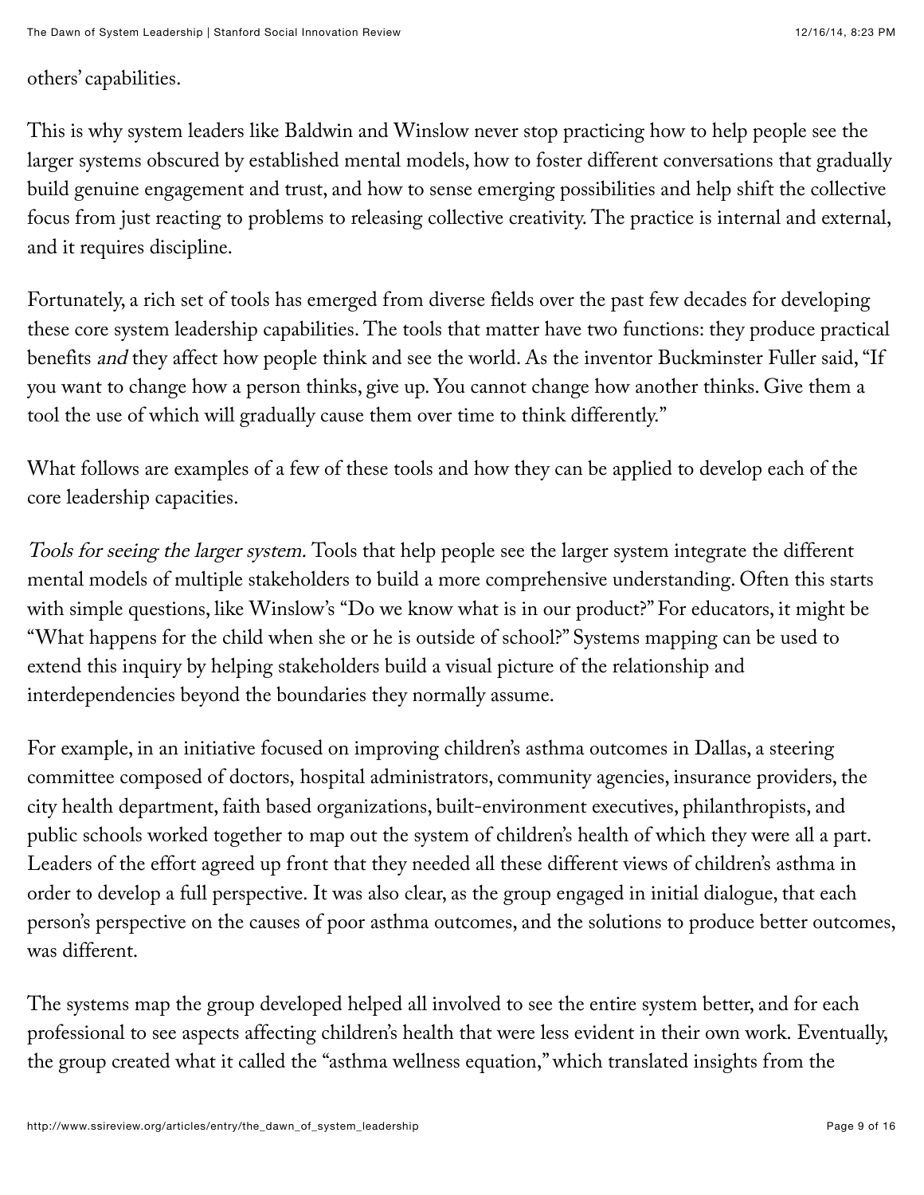others' capabilities.

This is why system leaders like Baldwin and Winslow never stop practicing how to help people see the larger systems obscured by established mental models, how to foster different conversations that gradually build genuine engagement and trust, and how to sense emerging possibilities and help shift the collective focus from just reacting to problems to releasing collective creativity. The practice is internal and external, and it requires discipline.

Fortunately, a rich set of tools has emerged from diverse fields over the past few decades for developing these core system leadership capabilities. The tools that matter have two functions: they produce practical benefits *and* they affect how people think and see the world. As the inventor Buckminster Fuller said, "If you want to change how a person thinks, give up. You cannot change how another thinks. Give them a tool the use of which will gradually cause them over time to think differently."

What follows are examples of a few of these tools and how they can be applied to develop each of the core leadership capacities.

*Tools for seeing the larger system.* Tools that help people see the larger system integrate the different mental models of multiple stakeholders to build a more comprehensive understanding. Often this starts with simple questions, like Winslow's "Do we know what is in our product?" For educators, it might be "What happens for the child when she or he is outside of school?" Systems mapping can be used to extend this inquiry by helping stakeholders build a visual picture of the relationship and interdependencies beyond the boundaries they normally assume.

For example, in an initiative focused on improving children's asthma outcomes in Dallas, a steering committee composed of doctors, hospital administrators, community agencies, insurance providers, the city health department, faith based organizations, built-environment executives, philanthropists, and public schools worked together to map out the system of children's health of which they were all a part. Leaders of the effort agreed up front that they needed all these different views of children's asthma in order to develop a full perspective. It was also clear, as the group engaged in initial dialogue, that each person's perspective on the causes of poor asthma outcomes, and the solutions to produce better outcomes, was different.

The systems map the group developed helped all involved to see the entire system better, and for each professional to see aspects affecting children's health that were less evident in their own work. Eventually, the group created what it called the "asthma wellness equation," which translated insights from the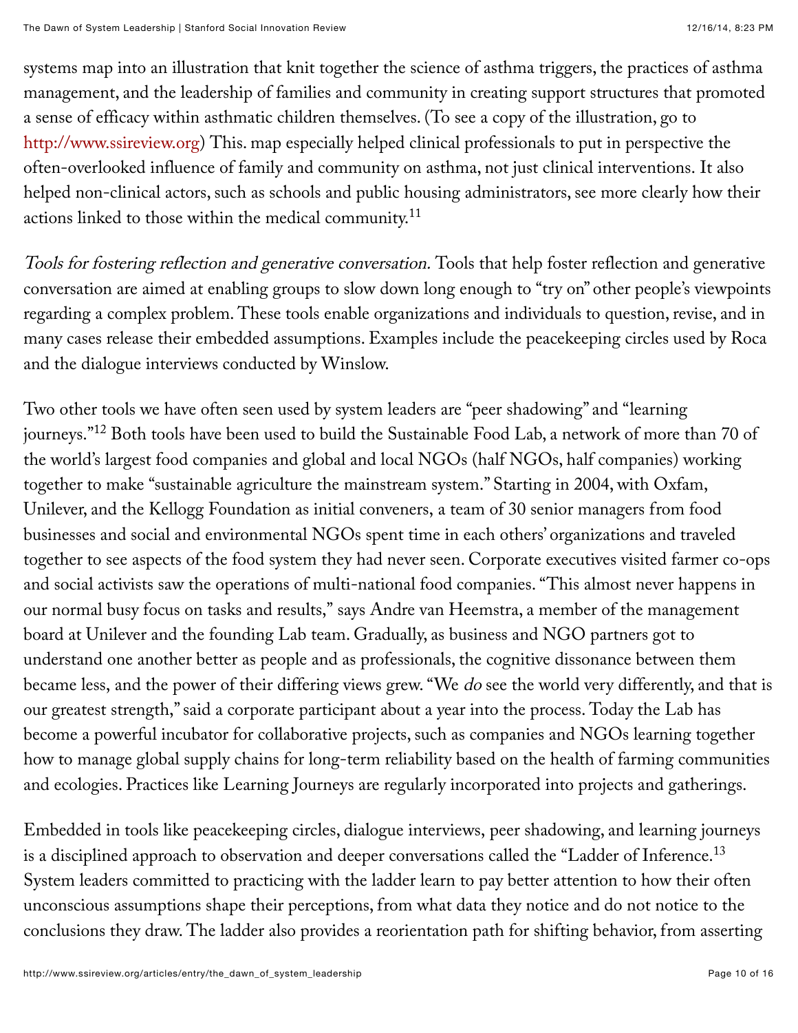systems map into an illustration that knit together the science of asthma triggers, the practices of asthma management, and the leadership of families and community in creating support structures that promoted a sense of efficacy within asthmatic children themselves. (To see a copy of the illustration, go to http://www.ssireview.org) This. map especially helped clinical professionals to put in perspective the often-overlooked influence of family and community on asthma, not just clinical interventions. It also helped non-clinical actors, such as schools and public housing administrators, see more clearly how their actions linked to those within the medical community.[11]

*Tools for fostering reflection and generative conversation.* Tools that help foster reflection and generative conversation are aimed at enabling groups to slow down long enough to "try on" other people's viewpoints regarding a complex problem. These tools enable organizations and individuals to question, revise, and in many cases release their embedded assumptions. Examples include the peacekeeping circles used by Roca and the dialogue interviews conducted by Winslow.

Two other tools we have often seen used by system leaders are "peer shadowing" and "learning journeys."[12] Both tools have been used to build the Sustainable Food Lab, a network of more than 70 of the world's largest food companies and global and local NGOs (half NGOs, half companies) working together to make "sustainable agriculture the mainstream system." Starting in 2004, with Oxfam, Unilever, and the Kellogg Foundation as initial conveners, a team of 30 senior managers from food businesses and social and environmental NGOs spent time in each others' organizations and traveled together to see aspects of the food system they had never seen. Corporate executives visited farmer co-ops and social activists saw the operations of multi-national food companies. "This almost never happens in our normal busy focus on tasks and results," says Andre van Heemstra, a member of the management board at Unilever and the founding Lab team. Gradually, as business and NGO partners got to understand one another better as people and as professionals, the cognitive dissonance between them became less, and the power of their differing views grew. "We *do* see the world very differently, and that is our greatest strength," said a corporate participant about a year into the process. Today the Lab has become a powerful incubator for collaborative projects, such as companies and NGOs learning together how to manage global supply chains for long-term reliability based on the health of farming communities and ecologies. Practices like Learning Journeys are regularly incorporated into projects and gatherings.

Embedded in tools like peacekeeping circles, dialogue interviews, peer shadowing, and learning journeys is a disciplined approach to observation and deeper conversations called the "Ladder of Inference.[13] System leaders committed to practicing with the ladder learn to pay better attention to how their often unconscious assumptions shape their perceptions, from what data they notice and do not notice to the conclusions they draw. The ladder also provides a reorientation path for shifting behavior, from asserting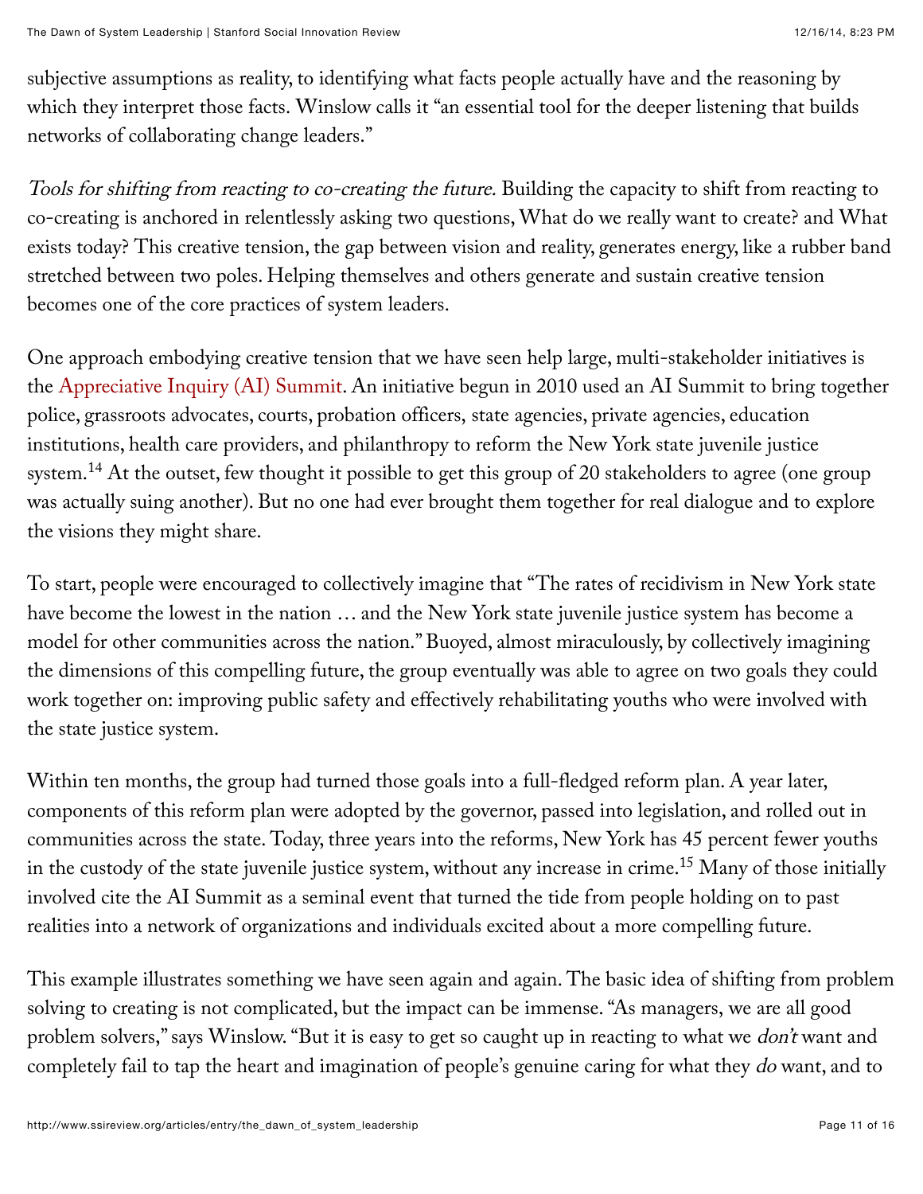subjective assumptions as reality, to identifying what facts people actually have and the reasoning by which they interpret those facts. Winslow calls it "an essential tool for the deeper listening that builds networks of collaborating change leaders."

*Tools for shifting from reacting to co-creating the future.* Building the capacity to shift from reacting to co-creating is anchored in relentlessly asking two questions, What do we really want to create? and What exists today? This creative tension, the gap between vision and reality, generates energy, like a rubber band stretched between two poles. Helping themselves and others generate and sustain creative tension becomes one of the core practices of system leaders.

One approach embodying creative tension that we have seen help large, multi-stakeholder initiatives is the Appreciative Inquiry (AI) Summit. An initiative begun in 2010 used an AI Summit to bring together police, grassroots advocates, courts, probation officers, state agencies, private agencies, education institutions, health care providers, and philanthropy to reform the New York state juvenile justice system.[14] At the outset, few thought it possible to get this group of 20 stakeholders to agree (one group was actually suing another). But no one had ever brought them together for real dialogue and to explore the visions they might share.

To start, people were encouraged to collectively imagine that "The rates of recidivism in New York state have become the lowest in the nation … and the New York state juvenile justice system has become a model for other communities across the nation." Buoyed, almost miraculously, by collectively imagining the dimensions of this compelling future, the group eventually was able to agree on two goals they could work together on: improving public safety and effectively rehabilitating youths who were involved with the state justice system.

Within ten months, the group had turned those goals into a full-fledged reform plan. A year later, components of this reform plan were adopted by the governor, passed into legislation, and rolled out in communities across the state. Today, three years into the reforms, New York has 45 percent fewer youths in the custody of the state juvenile justice system, without any increase in crime.[15] Many of those initially involved cite the AI Summit as a seminal event that turned the tide from people holding on to past realities into a network of organizations and individuals excited about a more compelling future.

This example illustrates something we have seen again and again. The basic idea of shifting from problem solving to creating is not complicated, but the impact can be immense. "As managers, we are all good problem solvers," says Winslow. "But it is easy to get so caught up in reacting to what we *don't* want and completely fail to tap the heart and imagination of people's genuine caring for what they *do* want, and to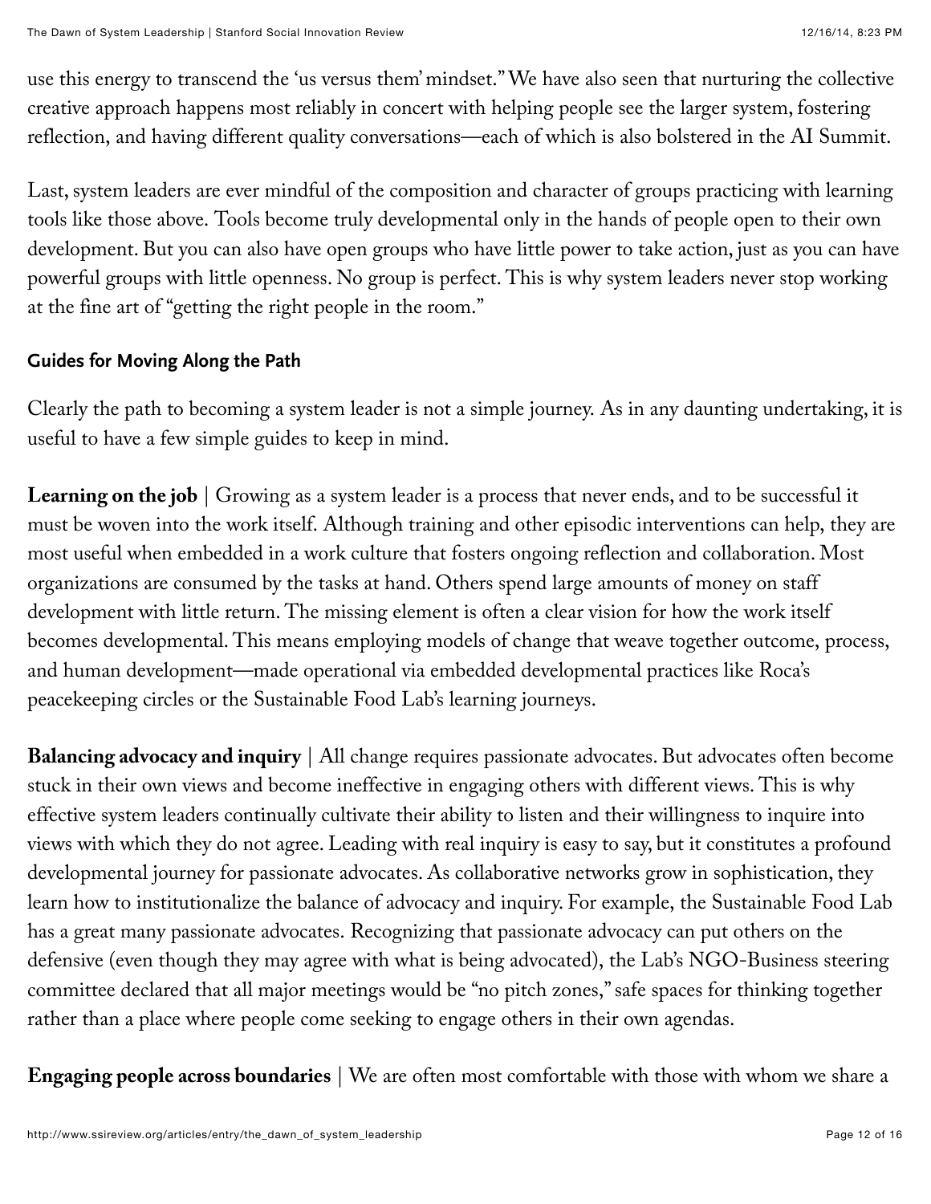use this energy to transcend the 'us versus them' mindset." We have also seen that nurturing the collective creative approach happens most reliably in concert with helping people see the larger system, fostering reflection, and having different quality conversations—each of which is also bolstered in the AI Summit.

Last, system leaders are ever mindful of the composition and character of groups practicing with learning tools like those above. Tools become truly developmental only in the hands of people open to their own development. But you can also have open groups who have little power to take action, just as you can have powerful groups with little openness. No group is perfect. This is why system leaders never stop working at the fine art of "getting the right people in the room."

### Guides for Moving Along the Path

Clearly the path to becoming a system leader is not a simple journey. As in any daunting undertaking, it is useful to have a few simple guides to keep in mind.

**Learning on the job** | Growing as a system leader is a process that never ends, and to be successful it must be woven into the work itself. Although training and other episodic interventions can help, they are most useful when embedded in a work culture that fosters ongoing reflection and collaboration. Most organizations are consumed by the tasks at hand. Others spend large amounts of money on staff development with little return. The missing element is often a clear vision for how the work itself becomes developmental. This means employing models of change that weave together outcome, process, and human development—made operational via embedded developmental practices like Roca's peacekeeping circles or the Sustainable Food Lab's learning journeys.

**Balancing advocacy and inquiry** | All change requires passionate advocates. But advocates often become stuck in their own views and become ineffective in engaging others with different views. This is why effective system leaders continually cultivate their ability to listen and their willingness to inquire into views with which they do not agree. Leading with real inquiry is easy to say, but it constitutes a profound developmental journey for passionate advocates. As collaborative networks grow in sophistication, they learn how to institutionalize the balance of advocacy and inquiry. For example, the Sustainable Food Lab has a great many passionate advocates. Recognizing that passionate advocacy can put others on the defensive (even though they may agree with what is being advocated), the Lab's NGO-Business steering committee declared that all major meetings would be "no pitch zones," safe spaces for thinking together rather than a place where people come seeking to engage others in their own agendas.

**Engaging people across boundaries** | We are often most comfortable with those with whom we share a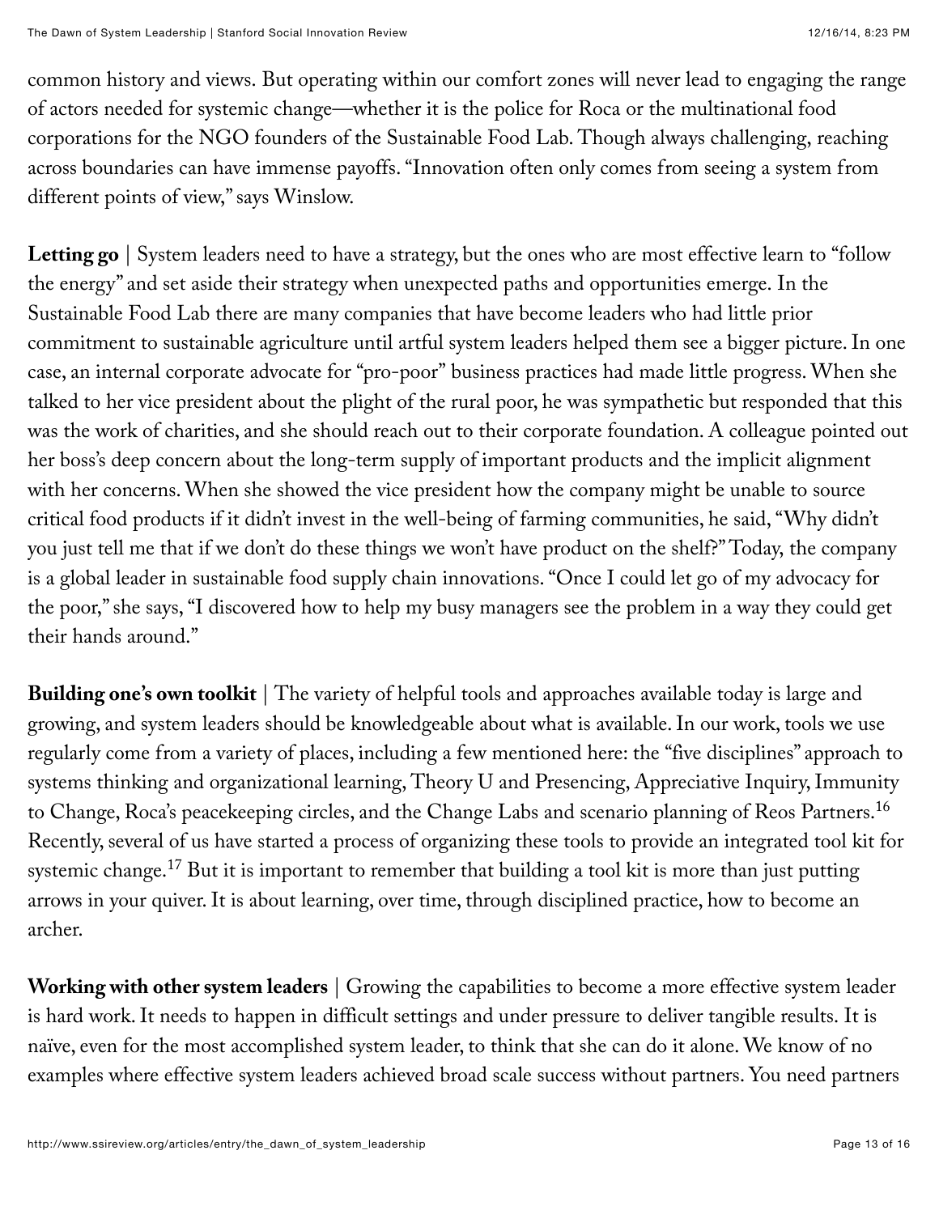common history and views. But operating within our comfort zones will never lead to engaging the range of actors needed for systemic change—whether it is the police for Roca or the multinational food corporations for the NGO founders of the Sustainable Food Lab. Though always challenging, reaching across boundaries can have immense payoffs. "Innovation often only comes from seeing a system from different points of view," says Winslow.

**Letting go** | System leaders need to have a strategy, but the ones who are most effective learn to "follow the energy" and set aside their strategy when unexpected paths and opportunities emerge. In the Sustainable Food Lab there are many companies that have become leaders who had little prior commitment to sustainable agriculture until artful system leaders helped them see a bigger picture. In one case, an internal corporate advocate for "pro-poor" business practices had made little progress. When she talked to her vice president about the plight of the rural poor, he was sympathetic but responded that this was the work of charities, and she should reach out to their corporate foundation. A colleague pointed out her boss's deep concern about the long-term supply of important products and the implicit alignment with her concerns. When she showed the vice president how the company might be unable to source critical food products if it didn't invest in the well-being of farming communities, he said, "Why didn't you just tell me that if we don't do these things we won't have product on the shelf?" Today, the company is a global leader in sustainable food supply chain innovations. "Once I could let go of my advocacy for the poor," she says, "I discovered how to help my busy managers see the problem in a way they could get their hands around."

**Building one's own toolkit** | The variety of helpful tools and approaches available today is large and growing, and system leaders should be knowledgeable about what is available. In our work, tools we use regularly come from a variety of places, including a few mentioned here: the "five disciplines" approach to systems thinking and organizational learning, Theory U and Presencing, Appreciative Inquiry, Immunity to Change, Roca's peacekeeping circles, and the Change Labs and scenario planning of Reos Partners.[16] Recently, several of us have started a process of organizing these tools to provide an integrated tool kit for systemic change.[17] But it is important to remember that building a tool kit is more than just putting arrows in your quiver. It is about learning, over time, through disciplined practice, how to become an archer.

**Working with other system leaders** | Growing the capabilities to become a more effective system leader is hard work. It needs to happen in difficult settings and under pressure to deliver tangible results. It is naïve, even for the most accomplished system leader, to think that she can do it alone. We know of no examples where effective system leaders achieved broad scale success without partners. You need partners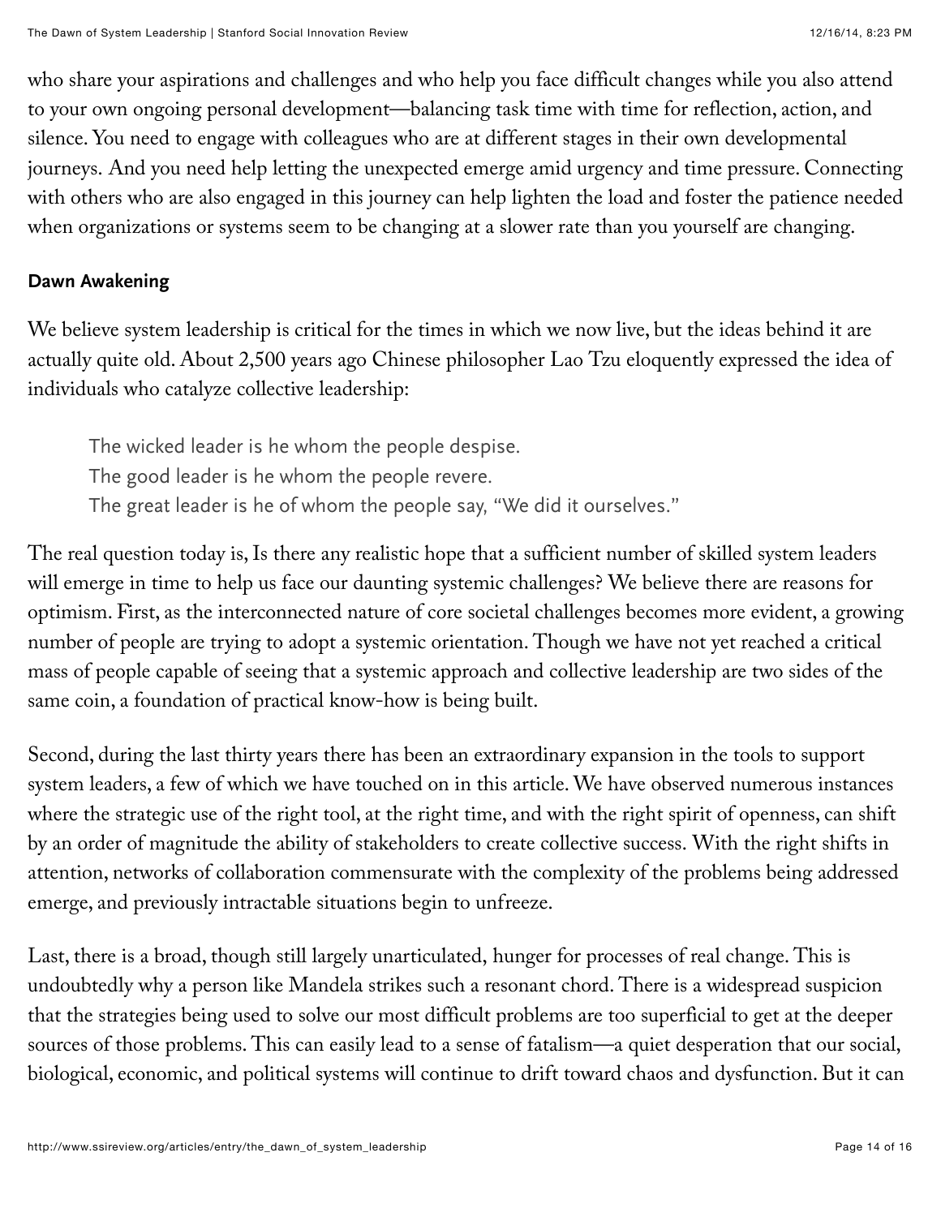who share your aspirations and challenges and who help you face difficult changes while you also attend to your own ongoing personal development—balancing task time with time for reflection, action, and silence. You need to engage with colleagues who are at different stages in their own developmental journeys. And you need help letting the unexpected emerge amid urgency and time pressure. Connecting with others who are also engaged in this journey can help lighten the load and foster the patience needed when organizations or systems seem to be changing at a slower rate than you yourself are changing.

### Dawn Awakening

We believe system leadership is critical for the times in which we now live, but the ideas behind it are actually quite old. About 2,500 years ago Chinese philosopher Lao Tzu eloquently expressed the idea of individuals who catalyze collective leadership:

> The wicked leader is he whom the people despise.
> The good leader is he whom the people revere.
> The great leader is he of whom the people say, "We did it ourselves."

The real question today is, Is there any realistic hope that a sufficient number of skilled system leaders will emerge in time to help us face our daunting systemic challenges? We believe there are reasons for optimism. First, as the interconnected nature of core societal challenges becomes more evident, a growing number of people are trying to adopt a systemic orientation. Though we have not yet reached a critical mass of people capable of seeing that a systemic approach and collective leadership are two sides of the same coin, a foundation of practical know-how is being built.

Second, during the last thirty years there has been an extraordinary expansion in the tools to support system leaders, a few of which we have touched on in this article. We have observed numerous instances where the strategic use of the right tool, at the right time, and with the right spirit of openness, can shift by an order of magnitude the ability of stakeholders to create collective success. With the right shifts in attention, networks of collaboration commensurate with the complexity of the problems being addressed emerge, and previously intractable situations begin to unfreeze.

Last, there is a broad, though still largely unarticulated, hunger for processes of real change. This is undoubtedly why a person like Mandela strikes such a resonant chord. There is a widespread suspicion that the strategies being used to solve our most difficult problems are too superficial to get at the deeper sources of those problems. This can easily lead to a sense of fatalism—a quiet desperation that our social, biological, economic, and political systems will continue to drift toward chaos and dysfunction. But it can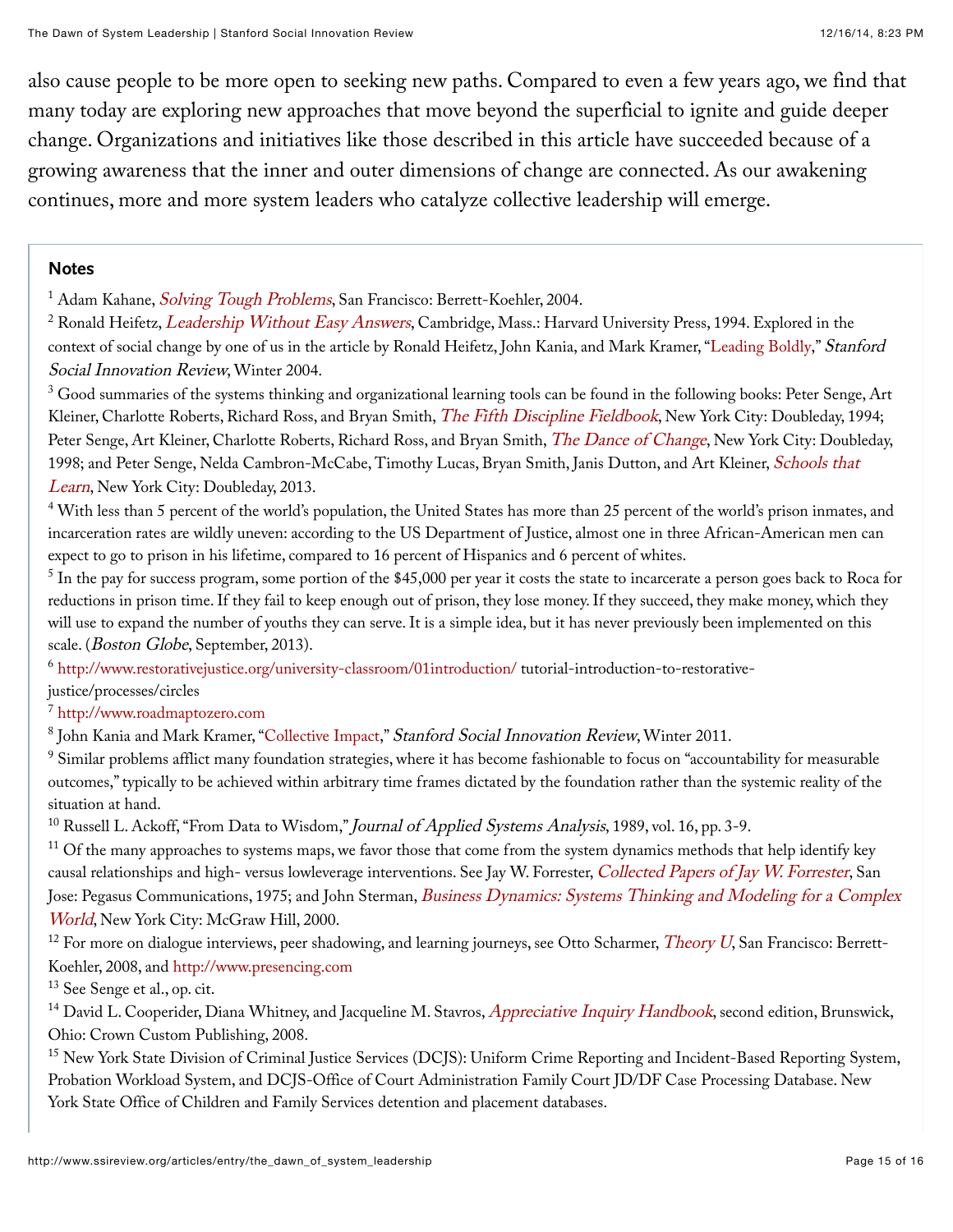also cause people to be more open to seeking new paths. Compared to even a few years ago, we find that many today are exploring new approaches that move beyond the superficial to ignite and guide deeper change. Organizations and initiatives like those described in this article have succeeded because of a growing awareness that the inner and outer dimensions of change are connected. As our awakening continues, more and more system leaders who catalyze collective leadership will emerge.

### Notes

[1] Adam Kahane, *Solving Tough Problems*, San Francisco: Berrett-Koehler, 2004.

[2] Ronald Heifetz, *Leadership Without Easy Answers*, Cambridge, Mass.: Harvard University Press, 1994. Explored in the context of social change by one of us in the article by Ronald Heifetz, John Kania, and Mark Kramer, "Leading Boldly," *Stanford Social Innovation Review*, Winter 2004.

[3] Good summaries of the systems thinking and organizational learning tools can be found in the following books: Peter Senge, Art Kleiner, Charlotte Roberts, Richard Ross, and Bryan Smith, *The Fifth Discipline Fieldbook*, New York City: Doubleday, 1994; Peter Senge, Art Kleiner, Charlotte Roberts, Richard Ross, and Bryan Smith, *The Dance of Change*, New York City: Doubleday, 1998; and Peter Senge, Nelda Cambron-McCabe, Timothy Lucas, Bryan Smith, Janis Dutton, and Art Kleiner, *Schools that Learn*, New York City: Doubleday, 2013.

[4] With less than 5 percent of the world's population, the United States has more than 25 percent of the world's prison inmates, and incarceration rates are wildly uneven: according to the US Department of Justice, almost one in three African-American men can expect to go to prison in his lifetime, compared to 16 percent of Hispanics and 6 percent of whites.

[5] In the pay for success program, some portion of the $45,000 per year it costs the state to incarcerate a person goes back to Roca for reductions in prison time. If they fail to keep enough out of prison, they lose money. If they succeed, they make money, which they will use to expand the number of youths they can serve. It is a simple idea, but it has never previously been implemented on this scale. (*Boston Globe*, September, 2013).

[6] http://www.restorativejustice.org/university-classroom/01introduction/ tutorial-introduction-to-restorative-justice/processes/circles

[7] http://www.roadmaptozero.com

[8] John Kania and Mark Kramer, "Collective Impact," *Stanford Social Innovation Review*, Winter 2011.

[9] Similar problems afflict many foundation strategies, where it has become fashionable to focus on "accountability for measurable outcomes," typically to be achieved within arbitrary time frames dictated by the foundation rather than the systemic reality of the situation at hand.

[10] Russell L. Ackoff, "From Data to Wisdom," *Journal of Applied Systems Analysis*, 1989, vol. 16, pp. 3-9.

[11] Of the many approaches to systems maps, we favor those that come from the system dynamics methods that help identify key causal relationships and high- versus lowleverage interventions. See Jay W. Forrester, *Collected Papers of Jay W. Forrester*, San Jose: Pegasus Communications, 1975; and John Sterman, *Business Dynamics: Systems Thinking and Modeling for a Complex World*, New York City: McGraw Hill, 2000.

[12] For more on dialogue interviews, peer shadowing, and learning journeys, see Otto Scharmer, *Theory U*, San Francisco: Berrett-Koehler, 2008, and http://www.presencing.com

[13] See Senge et al., op. cit.

[14] David L. Cooperider, Diana Whitney, and Jacqueline M. Stavros, *Appreciative Inquiry Handbook*, second edition, Brunswick, Ohio: Crown Custom Publishing, 2008.

[15] New York State Division of Criminal Justice Services (DCJS): Uniform Crime Reporting and Incident-Based Reporting System, Probation Workload System, and DCJS-Office of Court Administration Family Court JD/DF Case Processing Database. New York State Office of Children and Family Services detention and placement databases.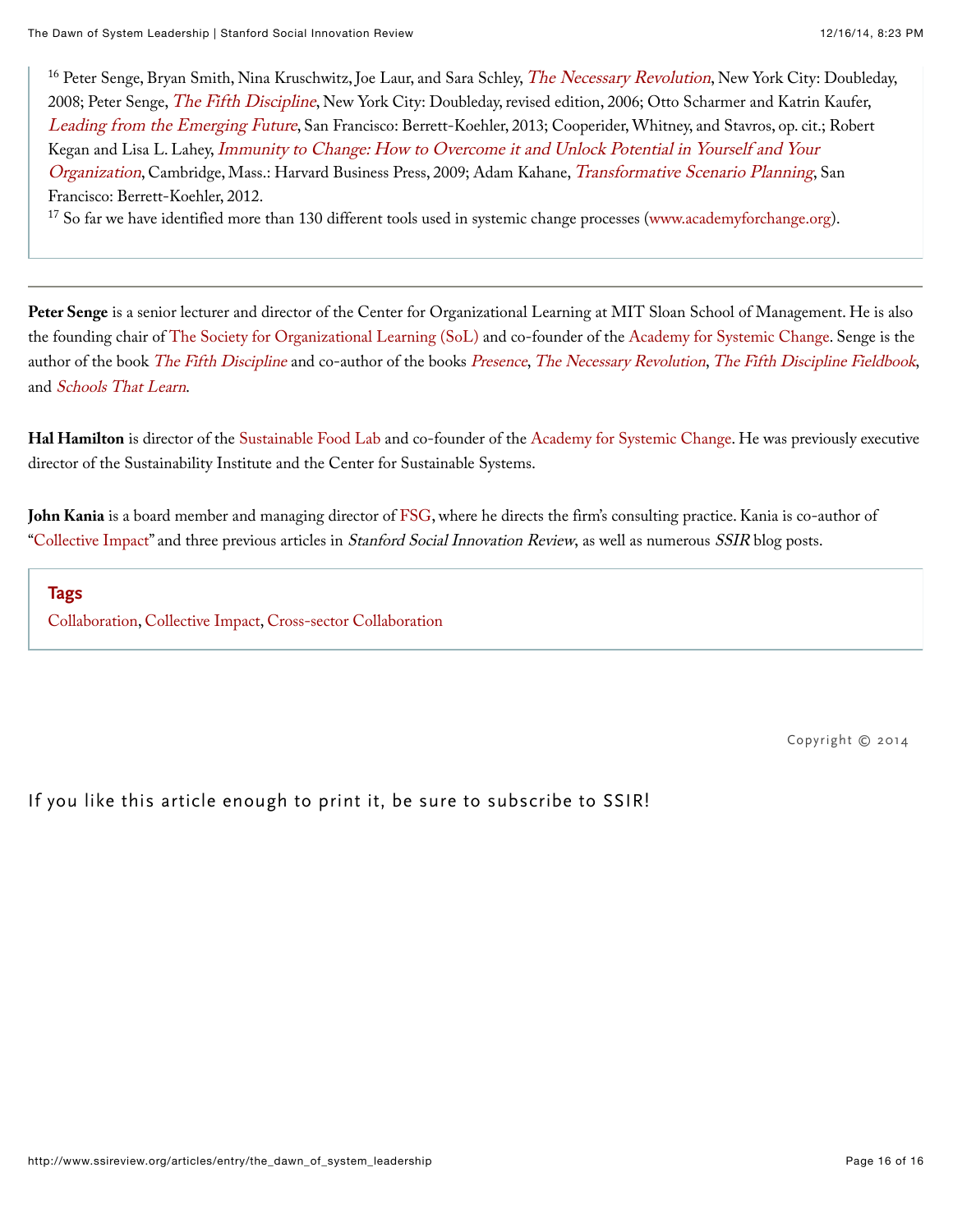[16] Peter Senge, Bryan Smith, Nina Kruschwitz, Joe Laur, and Sara Schley, *The Necessary Revolution*, New York City: Doubleday, 2008; Peter Senge, *The Fifth Discipline*, New York City: Doubleday, revised edition, 2006; Otto Scharmer and Katrin Kaufer, *Leading from the Emerging Future*, San Francisco: Berrett-Koehler, 2013; Cooperider, Whitney, and Stavros, op. cit.; Robert Kegan and Lisa L. Lahey, *Immunity to Change: How to Overcome it and Unlock Potential in Yourself and Your Organization*, Cambridge, Mass.: Harvard Business Press, 2009; Adam Kahane, *Transformative Scenario Planning*, San Francisco: Berrett-Koehler, 2012.

[17] So far we have identified more than 130 different tools used in systemic change processes (www.academyforchange.org).

---

**Peter Senge** is a senior lecturer and director of the Center for Organizational Learning at MIT Sloan School of Management. He is also the founding chair of The Society for Organizational Learning (SoL) and co-founder of the Academy for Systemic Change. Senge is the author of the book *The Fifth Discipline* and co-author of the books *Presence*, *The Necessary Revolution*, *The Fifth Discipline Fieldbook*, and *Schools That Learn*.

**Hal Hamilton** is director of the Sustainable Food Lab and co-founder of the Academy for Systemic Change. He was previously executive director of the Sustainability Institute and the Center for Sustainable Systems.

**John Kania** is a board member and managing director of FSG, where he directs the firm's consulting practice. Kania is co-author of "Collective Impact" and three previous articles in *Stanford Social Innovation Review*, as well as numerous *SSIR* blog posts.

**Tags**

Collaboration, Collective Impact, Cross-sector Collaboration

Copyright © 2014

If you like this article enough to print it, be sure to subscribe to SSIR!